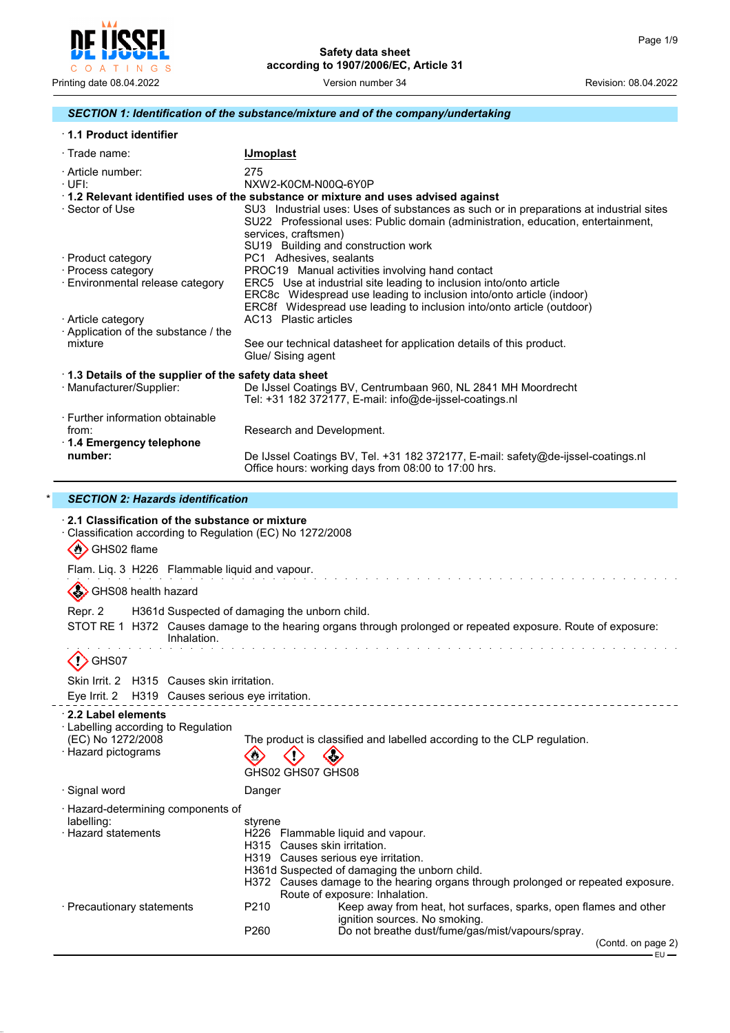Safety data sheet
according to 1907/2006/EC, Article 31

Printing date 08.04.2022 | Version number 34 | Revision: 08.04.2022

## SECTION 1: Identification of the substance/mixture and of the company/undertaking

· **1.1 Product identifier**

· Trade name: **IJmoplast**

· Article number: 275
· UFI: NXW2-K0CM-N00Q-6Y0P

· **1.2 Relevant identified uses of the substance or mixture and uses advised against**
· Sector of Use
SU3 Industrial uses: Uses of substances as such or in preparations at industrial sites
SU22 Professional uses: Public domain (administration, education, entertainment, services, craftsmen)
SU19 Building and construction work
· Product category: PC1 Adhesives, sealants
· Process category: PROC19 Manual activities involving hand contact
· Environmental release category
ERC5 Use at industrial site leading to inclusion into/onto article
ERC8c Widespread use leading to inclusion into/onto article (indoor)
ERC8f Widespread use leading to inclusion into/onto article (outdoor)
· Article category: AC13 Plastic articles
· Application of the substance / the mixture
See our technical datasheet for application details of this product.
Glue/ Sising agent

· **1.3 Details of the supplier of the safety data sheet**
· Manufacturer/Supplier:
De IJssel Coatings BV, Centrumbaan 960, NL 2841 MH Moordrecht
Tel: +31 182 372177, E-mail: info@de-ijssel-coatings.nl

· Further information obtainable from: Research and Development.
· **1.4 Emergency telephone number:**
De IJssel Coatings BV, Tel. +31 182 372177, E-mail: safety@de-ijssel-coatings.nl
Office hours: working days from 08:00 to 17:00 hrs.

## * SECTION 2: Hazards identification

· **2.1 Classification of the substance or mixture**
· Classification according to Regulation (EC) No 1272/2008

GHS02 flame

Flam. Liq. 3 H226 Flammable liquid and vapour.

GHS08 health hazard

Repr. 2 H361d Suspected of damaging the unborn child.
STOT RE 1 H372 Causes damage to the hearing organs through prolonged or repeated exposure. Route of exposure: Inhalation.

GHS07

Skin Irrit. 2 H315 Causes skin irritation.
Eye Irrit. 2 H319 Causes serious eye irritation.

· **2.2 Label elements**
· Labelling according to Regulation (EC) No 1272/2008: The product is classified and labelled according to the CLP regulation.
· Hazard pictograms

GHS02 GHS07 GHS08

· Signal word: Danger

· Hazard-determining components of labelling:
styrene
· Hazard statements
H226 Flammable liquid and vapour.
H315 Causes skin irritation.
H319 Causes serious eye irritation.
H361d Suspected of damaging the unborn child.
H372 Causes damage to the hearing organs through prolonged or repeated exposure. Route of exposure: Inhalation.
· Precautionary statements
P210 Keep away from heat, hot surfaces, sparks, open flames and other ignition sources. No smoking.
P260 Do not breathe dust/fume/gas/mist/vapours/spray.

(Contd. on page 2)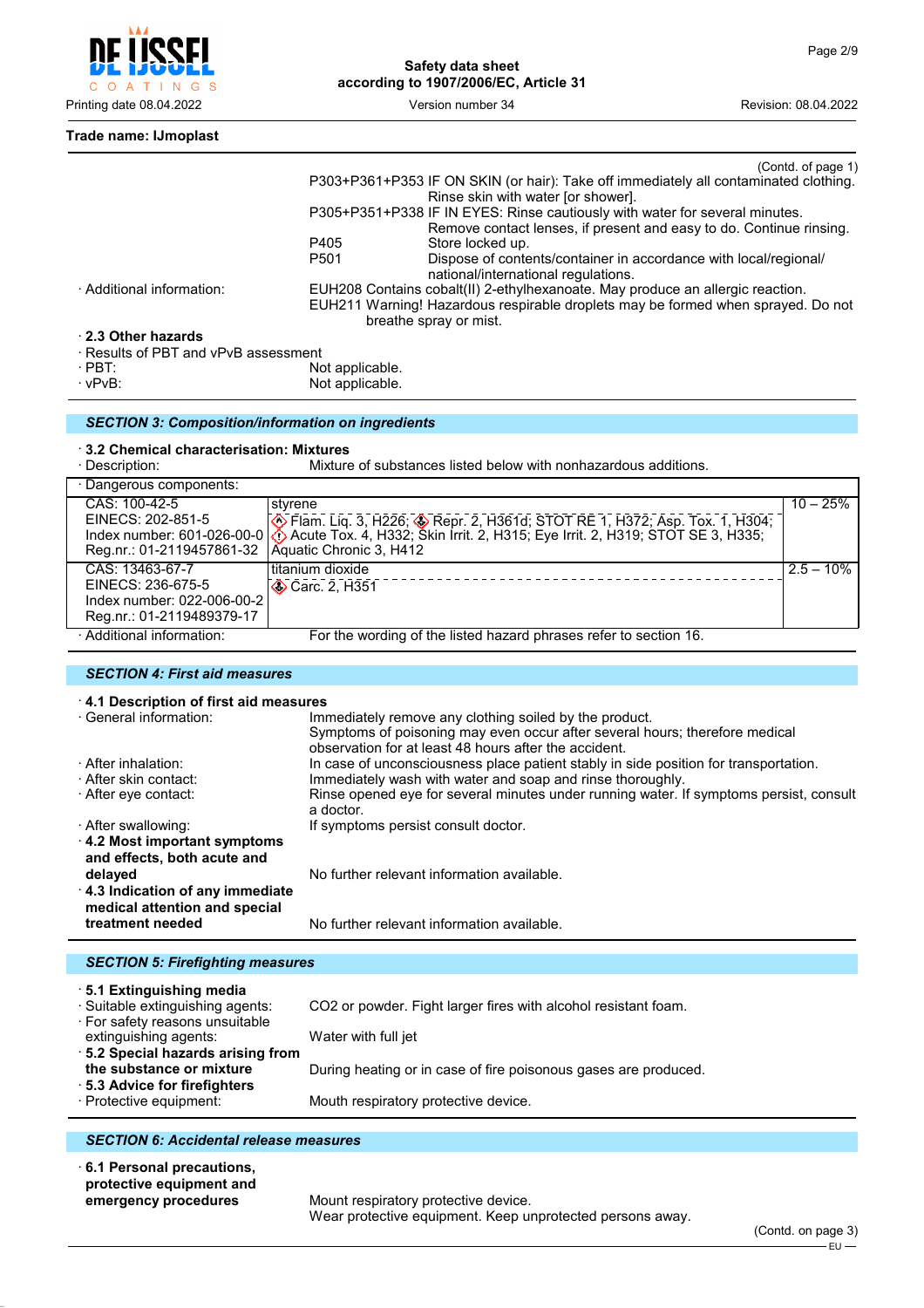Trade name: IJmoplast

(Contd. of page 1)

P303+P361+P353 IF ON SKIN (or hair): Take off immediately all contaminated clothing. Rinse skin with water [or shower].
P305+P351+P338 IF IN EYES: Rinse cautiously with water for several minutes. Remove contact lenses, if present and easy to do. Continue rinsing.
P405 Store locked up.
P501 Dispose of contents/container in accordance with local/regional/ national/international regulations.

· Additional information: EUH208 Contains cobalt(II) 2-ethylhexanoate. May produce an allergic reaction.
EUH211 Warning! Hazardous respirable droplets may be formed when sprayed. Do not breathe spray or mist.

### · 2.3 Other hazards

· Results of PBT and vPvB assessment
· PBT: Not applicable.
· vPvB: Not applicable.

## SECTION 3: Composition/information on ingredients

### · 3.2 Chemical characterisation: Mixtures

· Description: Mixture of substances listed below with nonhazardous additions.

| · Dangerous components: | | |
|---|---|---|
| CAS: 100-42-5<br>EINECS: 202-851-5<br>Index number: 601-026-00-0<br>Reg.nr.: 01-2119457861-32 | styrene<br>Flam. Liq. 3, H226; Repr. 2, H361d; STOT RE 1, H372; Asp. Tox. 1, H304; Acute Tox. 4, H332; Skin Irrit. 2, H315; Eye Irrit. 2, H319; STOT SE 3, H335; Aquatic Chronic 3, H412 | 10 – 25% |
| CAS: 13463-67-7<br>EINECS: 236-675-5<br>Index number: 022-006-00-2<br>Reg.nr.: 01-2119489379-17 | titanium dioxide<br>Carc. 2, H351 | 2.5 – 10% |

· Additional information: For the wording of the listed hazard phrases refer to section 16.

## SECTION 4: First aid measures

### · 4.1 Description of first aid measures

· General information: Immediately remove any clothing soiled by the product.
Symptoms of poisoning may even occur after several hours; therefore medical observation for at least 48 hours after the accident.
· After inhalation: In case of unconsciousness place patient stably in side position for transportation.
· After skin contact: Immediately wash with water and soap and rinse thoroughly.
· After eye contact: Rinse opened eye for several minutes under running water. If symptoms persist, consult a doctor.
· After swallowing: If symptoms persist consult doctor.

**· 4.2 Most important symptoms and effects, both acute and delayed** No further relevant information available.

**· 4.3 Indication of any immediate medical attention and special treatment needed** No further relevant information available.

## SECTION 5: Firefighting measures

### · 5.1 Extinguishing media

· Suitable extinguishing agents: CO2 or powder. Fight larger fires with alcohol resistant foam.
· For safety reasons unsuitable extinguishing agents: Water with full jet

**· 5.2 Special hazards arising from the substance or mixture** During heating or in case of fire poisonous gases are produced.

**· 5.3 Advice for firefighters**

· Protective equipment: Mouth respiratory protective device.

## SECTION 6: Accidental release measures

**· 6.1 Personal precautions, protective equipment and emergency procedures** Mount respiratory protective device.
Wear protective equipment. Keep unprotected persons away.

(Contd. on page 3)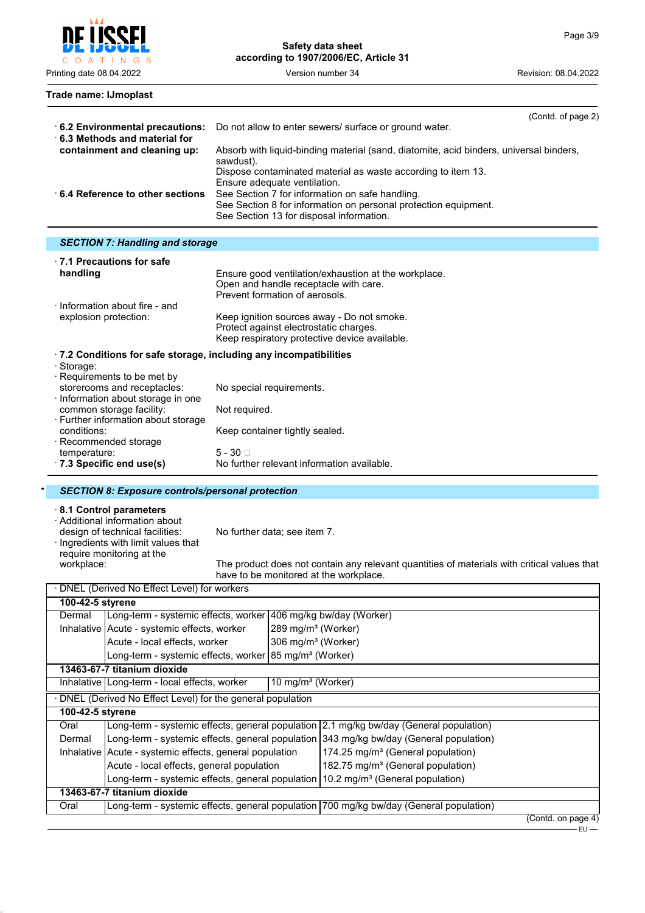Trade name: IJmoplast

(Contd. of page 2)

· **6.2 Environmental precautions:** Do not allow to enter sewers/ surface or ground water.

· **6.3 Methods and material for containment and cleaning up:** Absorb with liquid-binding material (sand, diatomite, acid binders, universal binders, sawdust).
Dispose contaminated material as waste according to item 13.
Ensure adequate ventilation.

· **6.4 Reference to other sections** See Section 7 for information on safe handling.
See Section 8 for information on personal protection equipment.
See Section 13 for disposal information.

## *SECTION 7: Handling and storage*

· **7.1 Precautions for safe handling** Ensure good ventilation/exhaustion at the workplace.
Open and handle receptacle with care.
Prevent formation of aerosols.

· Information about fire - and explosion protection: Keep ignition sources away - Do not smoke.
Protect against electrostatic charges.
Keep respiratory protective device available.

· **7.2 Conditions for safe storage, including any incompatibilities**

· Storage:

· Requirements to be met by storerooms and receptacles: No special requirements.

· Information about storage in one common storage facility: Not required.

· Further information about storage conditions: Keep container tightly sealed.

· Recommended storage temperature: 5 - 30 □

· **7.3 Specific end use(s)** No further relevant information available.

## * *SECTION 8: Exposure controls/personal protection*

· **8.1 Control parameters**

· Additional information about design of technical facilities: No further data; see item 7.

· Ingredients with limit values that require monitoring at the workplace: The product does not contain any relevant quantities of materials with critical values that have to be monitored at the workplace.

· DNEL (Derived No Effect Level) for workers

| | | |
|---|---|---|
| **100-42-5 styrene** | | |
| Dermal | Long-term - systemic effects, worker | 406 mg/kg bw/day (Worker) |
| Inhalative | Acute - systemic effects, worker | 289 mg/m³ (Worker) |
| | Acute - local effects, worker | 306 mg/m³ (Worker) |
| | Long-term - systemic effects, worker | 85 mg/m³ (Worker) |
| **13463-67-7 titanium dioxide** | | |
| Inhalative | Long-term - local effects, worker | 10 mg/m³ (Worker) |

· DNEL (Derived No Effect Level) for the general population

| | | |
|---|---|---|
| **100-42-5 styrene** | | |
| Oral | Long-term - systemic effects, general population | 2.1 mg/kg bw/day (General population) |
| Dermal | Long-term - systemic effects, general population | 343 mg/kg bw/day (General population) |
| Inhalative | Acute - systemic effects, general population | 174.25 mg/m³ (General population) |
| | Acute - local effects, general population | 182.75 mg/m³ (General population) |
| | Long-term - systemic effects, general population | 10.2 mg/m³ (General population) |
| **13463-67-7 titanium dioxide** | | |
| Oral | Long-term - systemic effects, general population | 700 mg/kg bw/day (General population) |

(Contd. on page 4)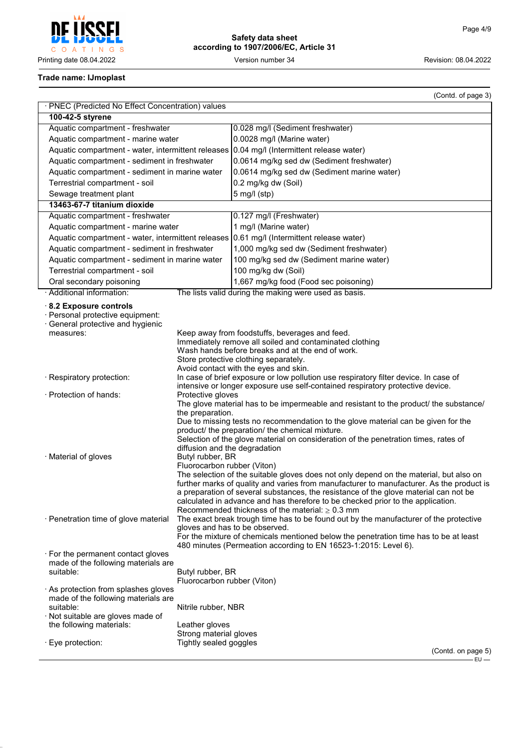Trade name: IJmoplast

(Contd. of page 3)

| · PNEC (Predicted No Effect Concentration) values | |
|---|---|
| **100-42-5 styrene** | |
| Aquatic compartment - freshwater | 0.028 mg/l (Sediment freshwater) |
| Aquatic compartment - marine water | 0.0028 mg/l (Marine water) |
| Aquatic compartment - water, intermittent releases | 0.04 mg/l (Intermittent release water) |
| Aquatic compartment - sediment in freshwater | 0.0614 mg/kg sed dw (Sediment freshwater) |
| Aquatic compartment - sediment in marine water | 0.0614 mg/kg sed dw (Sediment marine water) |
| Terrestrial compartment - soil | 0.2 mg/kg dw (Soil) |
| Sewage treatment plant | 5 mg/l (stp) |
| **13463-67-7 titanium dioxide** | |
| Aquatic compartment - freshwater | 0.127 mg/l (Freshwater) |
| Aquatic compartment - marine water | 1 mg/l (Marine water) |
| Aquatic compartment - water, intermittent releases | 0.61 mg/l (Intermittent release water) |
| Aquatic compartment - sediment in freshwater | 1,000 mg/kg sed dw (Sediment freshwater) |
| Aquatic compartment - sediment in marine water | 100 mg/kg sed dw (Sediment marine water) |
| Terrestrial compartment - soil | 100 mg/kg dw (Soil) |
| Oral secondary poisoning | 1,667 mg/kg food (Food sec poisoning) |

· Additional information: The lists valid during the making were used as basis.

**· 8.2 Exposure controls**

· Personal protective equipment:

· General protective and hygienic measures:
Keep away from foodstuffs, beverages and feed.
Immediately remove all soiled and contaminated clothing
Wash hands before breaks and at the end of work.
Store protective clothing separately.
Avoid contact with the eyes and skin.

· Respiratory protection: In case of brief exposure or low pollution use respiratory filter device. In case of intensive or longer exposure use self-contained respiratory protective device.

· Protection of hands: Protective gloves
The glove material has to be impermeable and resistant to the product/ the substance/ the preparation.
Due to missing tests no recommendation to the glove material can be given for the product/ the preparation/ the chemical mixture.
Selection of the glove material on consideration of the penetration times, rates of diffusion and the degradation

· Material of gloves
Butyl rubber, BR
Fluorocarbon rubber (Viton)
The selection of the suitable gloves does not only depend on the material, but also on further marks of quality and varies from manufacturer to manufacturer. As the product is a preparation of several substances, the resistance of the glove material can not be calculated in advance and has therefore to be checked prior to the application.
Recommended thickness of the material: ≥ 0.3 mm

· Penetration time of glove material
The exact break trough time has to be found out by the manufacturer of the protective gloves and has to be observed.
For the mixture of chemicals mentioned below the penetration time has to be at least 480 minutes (Permeation according to EN 16523-1:2015: Level 6).

· For the permanent contact gloves made of the following materials are suitable:
Butyl rubber, BR
Fluorocarbon rubber (Viton)

· As protection from splashes gloves made of the following materials are suitable:
Nitrile rubber, NBR

· Not suitable are gloves made of the following materials:
Leather gloves
Strong material gloves

· Eye protection: Tightly sealed goggles

(Contd. on page 5)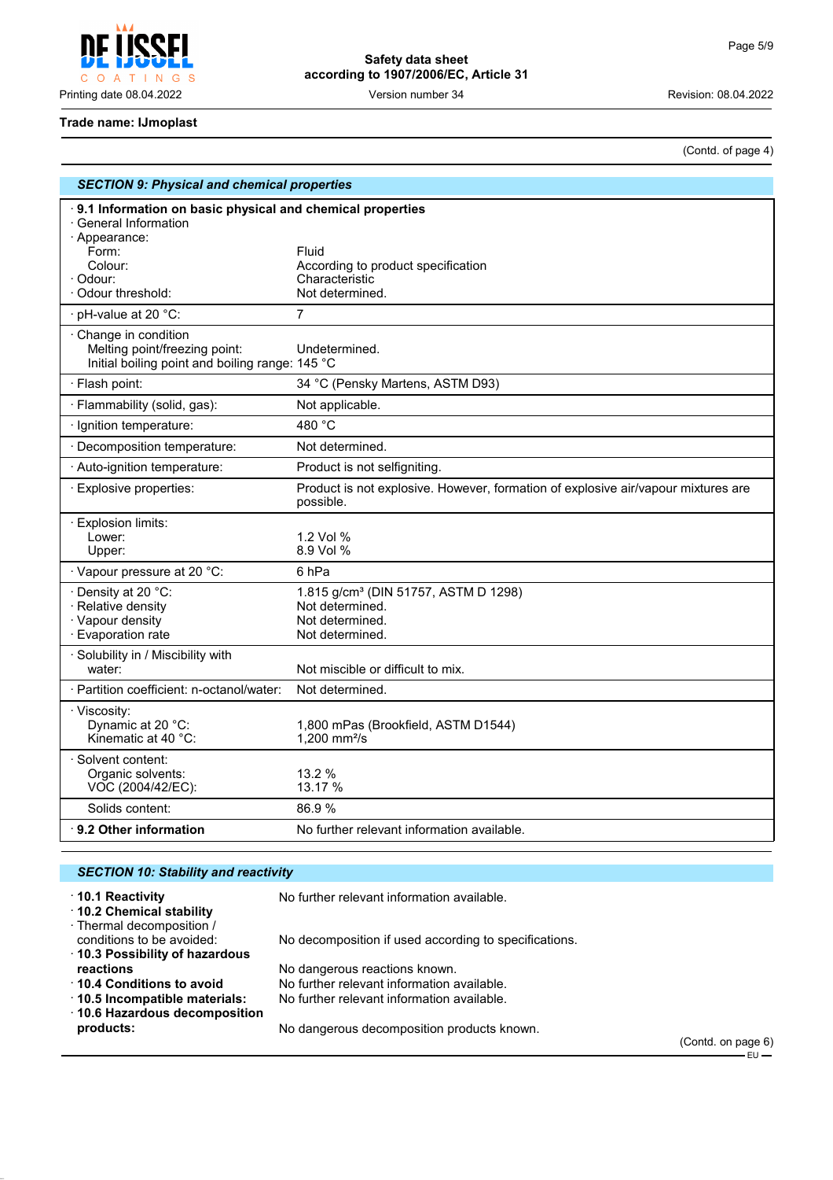Trade name: IJmoplast

(Contd. of page 4)

## SECTION 9: Physical and chemical properties

| | |
|---|---|
| **· 9.1 Information on basic physical and chemical properties** | |
| · General Information | |
| · Appearance: | |
| Form: | Fluid |
| Colour: | According to product specification |
| · Odour: | Characteristic |
| · Odour threshold: | Not determined. |
| · pH-value at 20 °C: | 7 |
| · Change in condition | |
| Melting point/freezing point: | Undetermined. |
| Initial boiling point and boiling range: | 145 °C |
| · Flash point: | 34 °C (Pensky Martens, ASTM D93) |
| · Flammability (solid, gas): | Not applicable. |
| · Ignition temperature: | 480 °C |
| · Decomposition temperature: | Not determined. |
| · Auto-ignition temperature: | Product is not selfigniting. |
| · Explosive properties: | Product is not explosive. However, formation of explosive air/vapour mixtures are possible. |
| · Explosion limits: | |
| Lower: | 1.2 Vol % |
| Upper: | 8.9 Vol % |
| · Vapour pressure at 20 °C: | 6 hPa |
| · Density at 20 °C: | 1.815 g/cm³ (DIN 51757, ASTM D 1298) |
| · Relative density | Not determined. |
| · Vapour density | Not determined. |
| · Evaporation rate | Not determined. |
| · Solubility in / Miscibility with | |
| water: | Not miscible or difficult to mix. |
| · Partition coefficient: n-octanol/water: | Not determined. |
| · Viscosity: | |
| Dynamic at 20 °C: | 1,800 mPas (Brookfield, ASTM D1544) |
| Kinematic at 40 °C: | 1,200 mm²/s |
| · Solvent content: | |
| Organic solvents: | 13.2 % |
| VOC (2004/42/EC): | 13.17 % |
| Solids content: | 86.9 % |
| **· 9.2 Other information** | No further relevant information available. |

## SECTION 10: Stability and reactivity

- **· 10.1 Reactivity** No further relevant information available.
- **· 10.2 Chemical stability**
- · Thermal decomposition / conditions to be avoided: No decomposition if used according to specifications.
- **· 10.3 Possibility of hazardous reactions** No dangerous reactions known.
- **· 10.4 Conditions to avoid** No further relevant information available.
- **· 10.5 Incompatible materials:** No further relevant information available.
- **· 10.6 Hazardous decomposition products:** No dangerous decomposition products known.

(Contd. on page 6)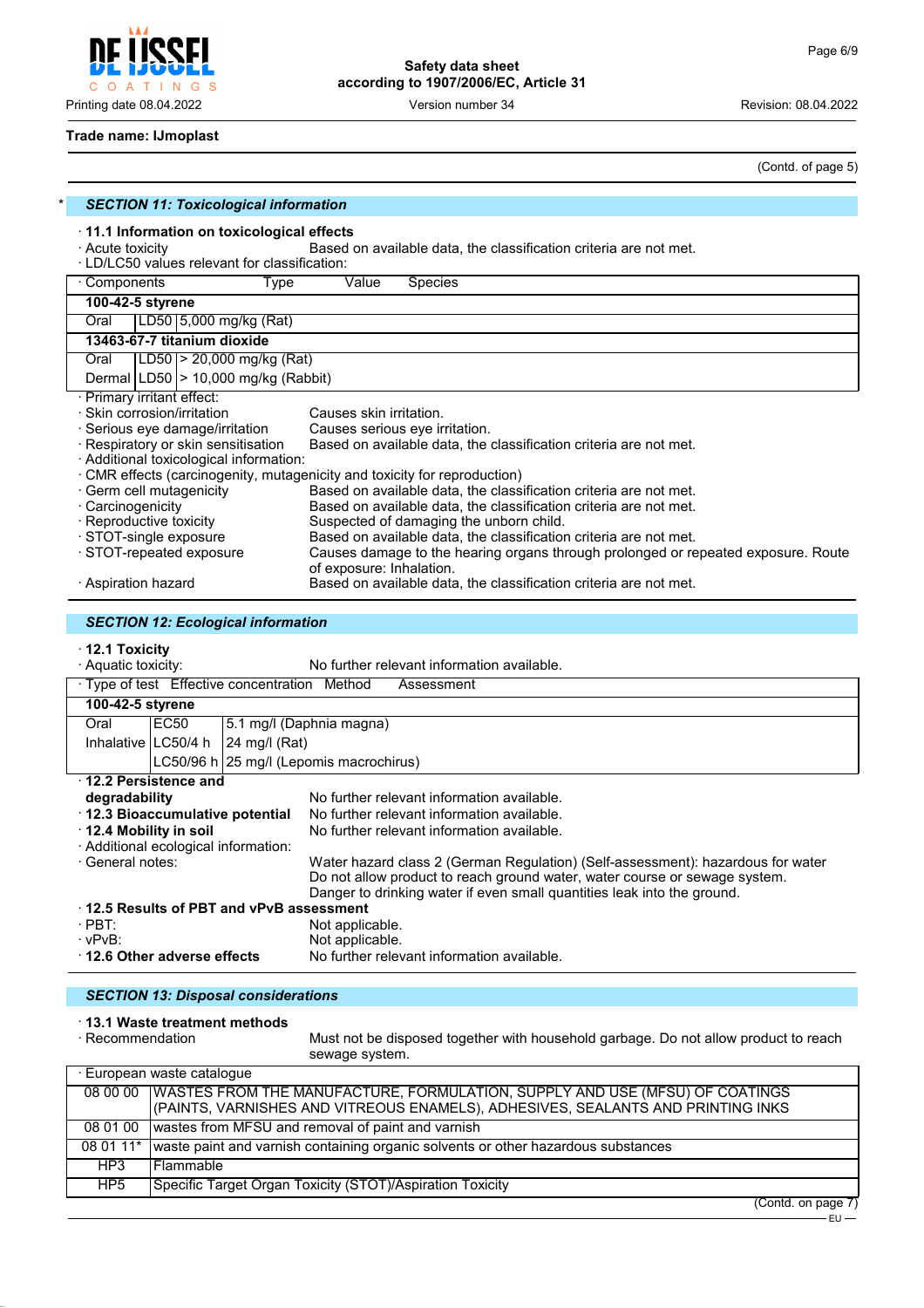**Trade name: IJmoplast**

(Contd. of page 5)

## * SECTION 11: Toxicological information

· **11.1 Information on toxicological effects**

· Acute toxicity — Based on available data, the classification criteria are not met.

· LD/LC50 values relevant for classification:

| · Components | Type | Value | Species |
|---|---|---|---|
| **100-42-5 styrene** | | | |
| Oral | LD50 | 5,000 mg/kg (Rat) | |
| **13463-67-7 titanium dioxide** | | | |
| Oral | LD50 | > 20,000 mg/kg (Rat) | |
| Dermal | LD50 | > 10,000 mg/kg (Rabbit) | |

· Primary irritant effect:

· Skin corrosion/irritation — Causes skin irritation.

· Serious eye damage/irritation — Causes serious eye irritation.

· Respiratory or skin sensitisation — Based on available data, the classification criteria are not met.

· Additional toxicological information:

· CMR effects (carcinogenity, mutagenicity and toxicity for reproduction)

· Germ cell mutagenicity — Based on available data, the classification criteria are not met.

· Carcinogenicity — Based on available data, the classification criteria are not met.

· Reproductive toxicity — Suspected of damaging the unborn child.

· STOT-single exposure — Based on available data, the classification criteria are not met.

· STOT-repeated exposure — Causes damage to the hearing organs through prolonged or repeated exposure. Route of exposure: Inhalation.

· Aspiration hazard — Based on available data, the classification criteria are not met.

## SECTION 12: Ecological information

· **12.1 Toxicity**

· Aquatic toxicity: — No further relevant information available.

| · Type of test | Effective concentration | Method | Assessment |
|---|---|---|---|
| **100-42-5 styrene** | | | |
| Oral | EC50 | 5.1 mg/l (Daphnia magna) | |
| Inhalative | LC50/4 h | 24 mg/l (Rat) | |
| | LC50/96 h | 25 mg/l (Lepomis macrochirus) | |

· **12.2 Persistence and degradability** — No further relevant information available.

· **12.3 Bioaccumulative potential** — No further relevant information available.

· **12.4 Mobility in soil** — No further relevant information available.

· Additional ecological information:

· General notes: — Water hazard class 2 (German Regulation) (Self-assessment): hazardous for water
Do not allow product to reach ground water, water course or sewage system.
Danger to drinking water if even small quantities leak into the ground.

· **12.5 Results of PBT and vPvB assessment**

· PBT: — Not applicable.

· vPvB: — Not applicable.

· **12.6 Other adverse effects** — No further relevant information available.

## SECTION 13: Disposal considerations

· **13.1 Waste treatment methods**

· Recommendation — Must not be disposed together with household garbage. Do not allow product to reach sewage system.

| · European waste catalogue | |
|---|---|
| 08 00 00 | WASTES FROM THE MANUFACTURE, FORMULATION, SUPPLY AND USE (MFSU) OF COATINGS (PAINTS, VARNISHES AND VITREOUS ENAMELS), ADHESIVES, SEALANTS AND PRINTING INKS |
| 08 01 00 | wastes from MFSU and removal of paint and varnish |
| 08 01 11* | waste paint and varnish containing organic solvents or other hazardous substances |
| HP3 | Flammable |
| HP5 | Specific Target Organ Toxicity (STOT)/Aspiration Toxicity |

(Contd. on page 7)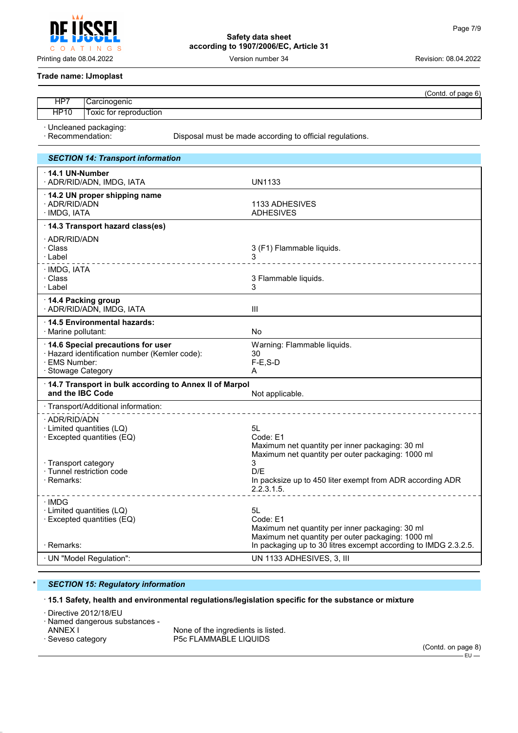Trade name: IJmoplast

(Contd. of page 6)

| | |
|---|---|
| HP7 | Carcinogenic |
| HP10 | Toxic for reproduction |

· Uncleaned packaging:
· Recommendation: Disposal must be made according to official regulations.

## SECTION 14: Transport information

| | |
|---|---|
| **· 14.1 UN-Number** | |
| · ADR/RID/ADN, IMDG, IATA | UN1133 |
| **· 14.2 UN proper shipping name** | |
| · ADR/RID/ADN | 1133 ADHESIVES |
| · IMDG, IATA | ADHESIVES |
| **· 14.3 Transport hazard class(es)** | |
| · ADR/RID/ADN | |
| · Class | 3 (F1) Flammable liquids. |
| · Label | 3 |
| · IMDG, IATA | |
| · Class | 3 Flammable liquids. |
| · Label | 3 |
| **· 14.4 Packing group** | |
| · ADR/RID/ADN, IMDG, IATA | III |
| **· 14.5 Environmental hazards:** | |
| · Marine pollutant: | No |
| **· 14.6 Special precautions for user** | Warning: Flammable liquids. |
| · Hazard identification number (Kemler code): | 30 |
| · EMS Number: | F-E,S-D |
| · Stowage Category | A |
| **· 14.7 Transport in bulk according to Annex II of Marpol and the IBC Code** | Not applicable. |
| · Transport/Additional information: | |
| · ADR/RID/ADN | |
| · Limited quantities (LQ) | 5L |
| · Excepted quantities (EQ) | Code: E1<br>Maximum net quantity per inner packaging: 30 ml<br>Maximum net quantity per outer packaging: 1000 ml |
| · Transport category | 3 |
| · Tunnel restriction code | D/E |
| · Remarks: | In packsize up to 450 liter exempt from ADR according ADR 2.2.3.1.5. |
| · IMDG | |
| · Limited quantities (LQ) | 5L |
| · Excepted quantities (EQ) | Code: E1<br>Maximum net quantity per inner packaging: 30 ml<br>Maximum net quantity per outer packaging: 1000 ml |
| · Remarks: | In packaging up to 30 litres excempt according to IMDG 2.3.2.5. |
| · UN "Model Regulation": | UN 1133 ADHESIVES, 3, III |

## * SECTION 15: Regulatory information

**· 15.1 Safety, health and environmental regulations/legislation specific for the substance or mixture**

· Directive 2012/18/EU
· Named dangerous substances - ANNEX I: None of the ingredients is listed.
· Seveso category: P5c FLAMMABLE LIQUIDS

(Contd. on page 8)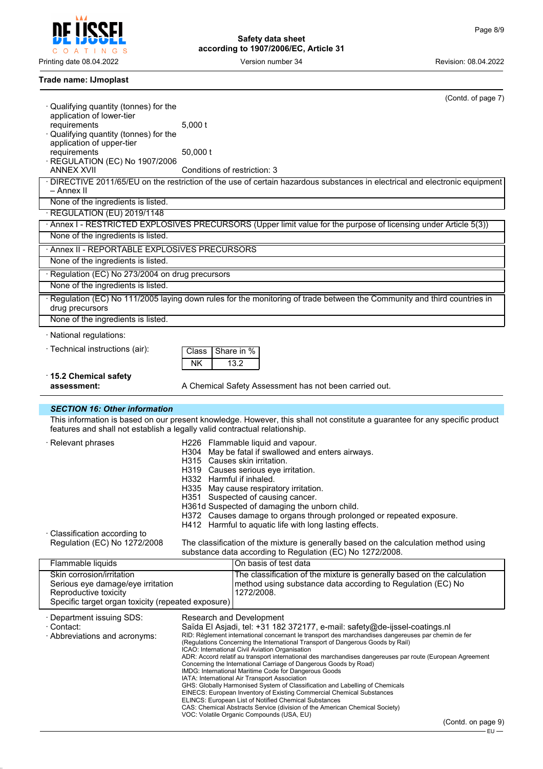Trade name: IJmoplast

(Contd. of page 7)

· Qualifying quantity (tonnes) for the application of lower-tier requirements: 5,000 t

· Qualifying quantity (tonnes) for the application of upper-tier requirements: 50,000 t

· REGULATION (EC) No 1907/2006 ANNEX XVII: Conditions of restriction: 3

· DIRECTIVE 2011/65/EU on the restriction of the use of certain hazardous substances in electrical and electronic equipment – Annex II

None of the ingredients is listed.

· REGULATION (EU) 2019/1148

· Annex I - RESTRICTED EXPLOSIVES PRECURSORS (Upper limit value for the purpose of licensing under Article 5(3))

None of the ingredients is listed.

· Annex II - REPORTABLE EXPLOSIVES PRECURSORS

None of the ingredients is listed.

· Regulation (EC) No 273/2004 on drug precursors

None of the ingredients is listed.

· Regulation (EC) No 111/2005 laying down rules for the monitoring of trade between the Community and third countries in drug precursors

None of the ingredients is listed.

· National regulations:

· Technical instructions (air):

| Class | Share in % |
|---|---|
| NK | 13.2 |

· **15.2 Chemical safety assessment:** A Chemical Safety Assessment has not been carried out.

## *SECTION 16: Other information*

This information is based on our present knowledge. However, this shall not constitute a guarantee for any specific product features and shall not establish a legally valid contractual relationship.

· Relevant phrases

H226 Flammable liquid and vapour.
H304 May be fatal if swallowed and enters airways.
H315 Causes skin irritation.
H319 Causes serious eye irritation.
H332 Harmful if inhaled.
H335 May cause respiratory irritation.
H351 Suspected of causing cancer.
H361d Suspected of damaging the unborn child.
H372 Causes damage to organs through prolonged or repeated exposure.
H412 Harmful to aquatic life with long lasting effects.

· Classification according to Regulation (EC) No 1272/2008: The classification of the mixture is generally based on the calculation method using substance data according to Regulation (EC) No 1272/2008.

| | |
|---|---|
| Flammable liquids | On basis of test data |
| Skin corrosion/irritation<br>Serious eye damage/eye irritation<br>Reproductive toxicity<br>Specific target organ toxicity (repeated exposure) | The classification of the mixture is generally based on the calculation method using substance data according to Regulation (EC) No 1272/2008. |

· Department issuing SDS: Research and Development

· Contact: Saïda El Asjadi, tel: +31 182 372177, e-mail: safety@de-ijssel-coatings.nl

· Abbreviations and acronyms:

RID: Règlement international concernant le transport des marchandises dangereuses par chemin de fer (Regulations Concerning the International Transport of Dangerous Goods by Rail)
ICAO: International Civil Aviation Organisation
ADR: Accord relatif au transport international des marchandises dangereuses par route (European Agreement Concerning the International Carriage of Dangerous Goods by Road)
IMDG: International Maritime Code for Dangerous Goods
IATA: International Air Transport Association
GHS: Globally Harmonised System of Classification and Labelling of Chemicals
EINECS: European Inventory of Existing Commercial Chemical Substances
ELINCS: European List of Notified Chemical Substances
CAS: Chemical Abstracts Service (division of the American Chemical Society)
VOC: Volatile Organic Compounds (USA, EU)

(Contd. on page 9)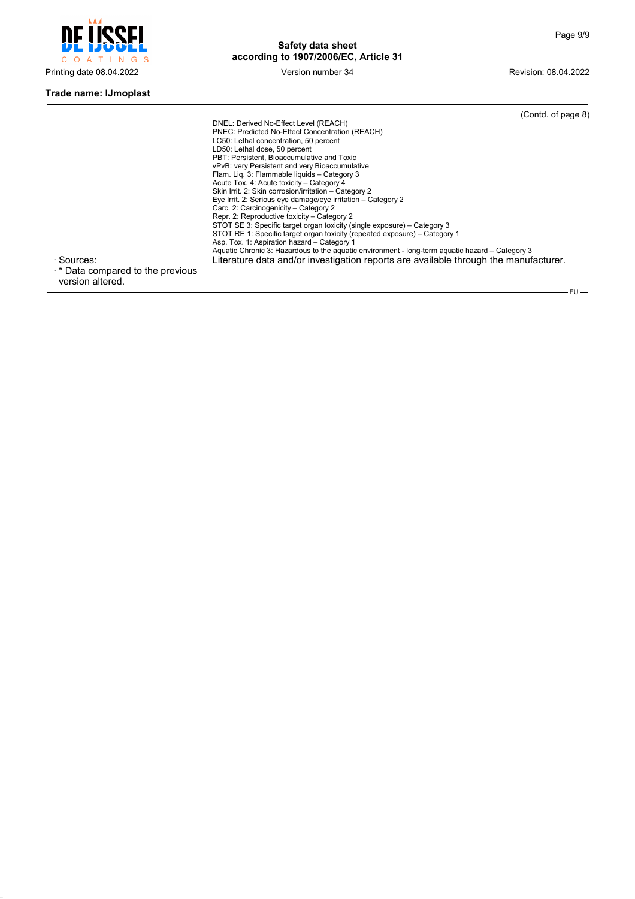(Contd. of page 8)

DNEL: Derived No-Effect Level (REACH)
PNEC: Predicted No-Effect Concentration (REACH)
LC50: Lethal concentration, 50 percent
LD50: Lethal dose, 50 percent
PBT: Persistent, Bioaccumulative and Toxic
vPvB: very Persistent and very Bioaccumulative
Flam. Liq. 3: Flammable liquids – Category 3
Acute Tox. 4: Acute toxicity – Category 4
Skin Irrit. 2: Skin corrosion/irritation – Category 2
Eye Irrit. 2: Serious eye damage/eye irritation – Category 2
Carc. 2: Carcinogenicity – Category 2
Repr. 2: Reproductive toxicity – Category 2
STOT SE 3: Specific target organ toxicity (single exposure) – Category 3
STOT RE 1: Specific target organ toxicity (repeated exposure) – Category 1
Asp. Tox. 1: Aspiration hazard – Category 1
Aquatic Chronic 3: Hazardous to the aquatic environment - long-term aquatic hazard – Category 3

· Sources: Literature data and/or investigation reports are available through the manufacturer.

· * Data compared to the previous version altered.